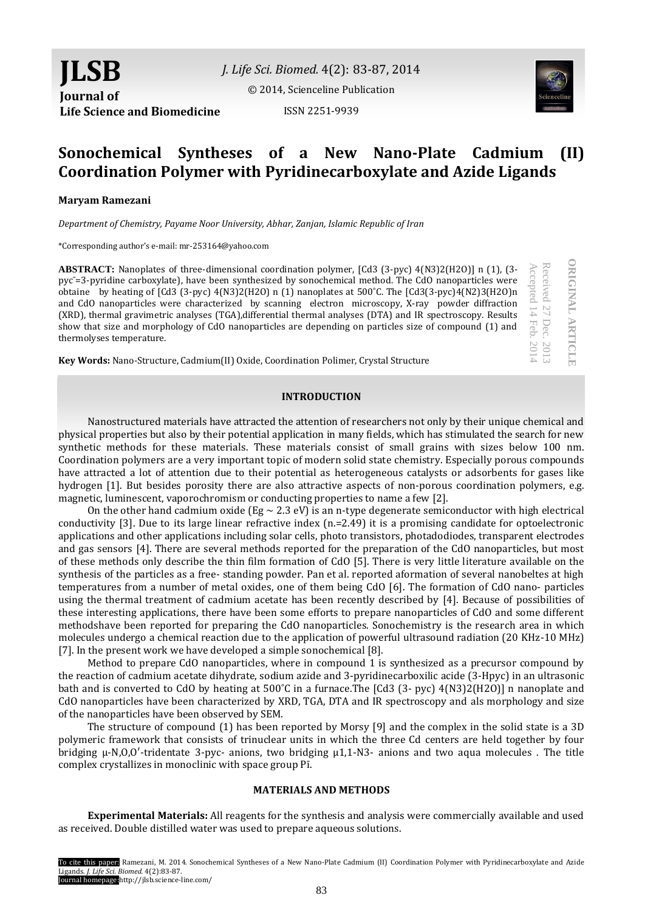# Sonochemical Syntheses of a New Nano-Plate Cadmium (II) Coordination Polymer with Pyridinecarboxylate and Azide Ligands

**Maryam Ramezani**

*Department of Chemistry, Payame Noor University, Abhar, Zanjan, Islamic Republic of Iran*

*Corresponding author's e-mail: mr-253164@yahoo.com

ORIGINAL ARTICLE
Received 27 Dec. 2013
Accepted 14 Feb. 2014

**ABSTRACT:** Nanoplates of three-dimensional coordination polymer, $[Cd_3 (3\text{-pyc})_4(N_3)_2(H_2O)]_n$ (1), (3-pyc$^-$=3-pyridine carboxylate), have been synthesized by sonochemical method. The CdO nanoparticles were obtaine by heating of $[Cd_3 (3\text{-pyc})_4(N_3)_2(H_2O)]_n$ (1) nanoplates at 500˚C. The $[Cd_3(3\text{-pyc})_4(N_2)_3(H_2O)]_n$ and CdO nanoparticles were characterized by scanning electron microscopy, X-ray powder diffraction (XRD), thermal gravimetric analyses (TGA),differential thermal analyses (DTA) and IR spectroscopy. Results show that size and morphology of CdO nanoparticles are depending on particles size of compound (1) and thermolyses temperature.

**Key Words:** Nano-Structure, Cadmium(II) Oxide, Coordination Polimer, Crystal Structure

## INTRODUCTION

Nanostructured materials have attracted the attention of researchers not only by their unique chemical and physical properties but also by their potential application in many fields, which has stimulated the search for new synthetic methods for these materials. These materials consist of small grains with sizes below 100 nm. Coordination polymers are a very important topic of modern solid state chemistry. Especially porous compounds have attracted a lot of attention due to their potential as heterogeneous catalysts or adsorbents for gases like hydrogen [1]. But besides porosity there are also attractive aspects of non-porous coordination polymers, e.g. magnetic, luminescent, vaporochromism or conducting properties to name a few [2].

On the other hand cadmium oxide (Eg ~ 2.3 eV) is an n-type degenerate semiconductor with high electrical conductivity [3]. Due to its large linear refractive index (n.=2.49) it is a promising candidate for optoelectronic applications and other applications including solar cells, photo transistors, photadodiodes, transparent electrodes and gas sensors [4]. There are several methods reported for the preparation of the CdO nanoparticles, but most of these methods only describe the thin film formation of CdO [5]. There is very little literature available on the synthesis of the particles as a free- standing powder. Pan et al. reported aformation of several nanobeltes at high temperatures from a number of metal oxides, one of them being CdO [6]. The formation of CdO nano- particles using the thermal treatment of cadmium acetate has been recently described by [4]. Because of possibilities of these interesting applications, there have been some efforts to prepare nanoparticles of CdO and some different methodshave been reported for preparing the CdO nanoparticles. Sonochemistry is the research area in which molecules undergo a chemical reaction due to the application of powerful ultrasound radiation (20 KHz-10 MHz) [7]. In the present work we have developed a simple sonochemical [8].

Method to prepare CdO nanoparticles, where in compound 1 is synthesized as a precursor compound by the reaction of cadmium acetate dihydrate, sodium azide and 3-pyridinecarboxilic acid (3-Hpyc) in an ultrasonic bath and is converted to CdO by heating at 500˚C in a furnace.The $[Cd_3 (3\text{-pyc})_4(N_3)_2(H_2O)]_n$ nanoplate and CdO nanoparticles have been characterized by XRD, TGA, DTA and IR spectroscopy and als morphology and size of the nanoparticles have been observed by SEM.

The structure of compound (1) has been reported by Morsy [9] and the complex in the solid state is a 3D polymeric framework that consists of trinuclear units in which the three Cd centers are held together by four bridging μ-N,O,O′-tridentate 3-pyc- anions, two bridging μ1,1-N3- anions and two aqua molecules . The title complex crystallizes in monoclinic with space group P1̄.

## MATERIALS AND METHODS

**Experimental Materials:** All reagents for the synthesis and analysis were commercially available and used as received. Double distilled water was used to prepare aqueous solutions.

To cite this paper: Ramezani, M. 2014. Sonochemical Syntheses of a New Nano-Plate Cadmium (II) Coordination Polymer with Pyridinecarboxylate and Azide Ligands. *J. Life Sci. Biomed.* 4(2):83-87.
Journal homepage:http://jlsb.science-line.com/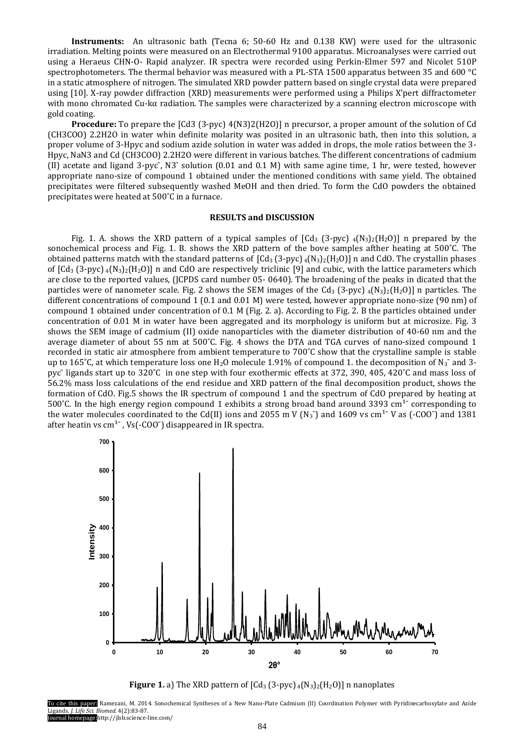**Instruments:** An ultrasonic bath (Tecna 6; 50-60 Hz and 0.138 KW) were used for the ultrasonic irradiation. Melting points were measured on an Electrothermal 9100 apparatus. Microanalyses were carried out using a Heraeus CHN-O- Rapid analyzer. IR spectra were recorded using Perkin-Elmer 597 and Nicolet 510P spectrophotometers. The thermal behavior was measured with a PL-STA 1500 apparatus between 35 and 600 °C in a static atmosphere of nitrogen. The simulated XRD powder pattern based on single crystal data were prepared using [10]. X-ray powder diffraction (XRD) measurements were performed using a Philips X'pert diffractometer with mono chromated Cu-kα radiation. The samples were characterized by a scanning electron microscope with gold coating.

**Procedure:** To prepare the [Cd3 (3-pyc) 4(N3)2(H2O)] n precursor, a proper amount of the solution of Cd (CH3COO) 2.2H2O in water whin definite molarity was posited in an ultrasonic bath, then into this solution, a proper volume of 3-Hpyc and sodium azide solution in water was added in drops, the mole ratios between the 3-Hpyc, NaN3 and Cd (CH3COO) 2.2H2O were different in various batches. The different concentrations of cadmium (II) acetate and ligand 3-pyc$^-$, N3$^-$ solution (0.01 and 0.1 M) with same agine time, 1 hr, were tested, however appropriate nano-size of compound 1 obtained under the mentioned conditions with same yield. The obtained precipitates were filtered subsequently washed MeOH and then dried. To form the CdO powders the obtained precipitates were heated at 500˚C in a furnace.

## RESULTS and DISCUSSION

Fig. 1. A. shows the XRD pattern of a typical samples of [$Cd_3$ (3-pyc) $_4(N_3)_2(H_2O)$] n prepared by the sonochemical process and Fig. 1. B. shows the XRD pattern of the bove samples afther heating at 500˚C. The obtained patterns match with the standard patterns of [$Cd_3$ (3-pyc) $_4(N_3)_2(H_2O)$] n and CdO. The crystallin phases of [$Cd_3$ (3-pyc) $_4(N_3)_2(H_2O)$] n and CdO are respectively triclinic [9] and cubic, with the lattice parameters which are close to the reported values, (JCPDS card number 05- 0640). The broadening of the peaks in dicated that the particles were of nanometer scale. Fig. 2 shows the SEM images of the $Cd_3$ (3-pyc) $_4(N_3)_2(H_2O)$] n particles. The different concentrations of compound 1 (0.1 and 0.01 M) were tested, however appropriate nono-size (90 nm) of compound 1 obtained under concentration of 0.1 M (Fig. 2. a). According to Fig. 2. B the particles obtained under concentration of 0.01 M in water have been aggregated and its morphology is uniform but at microsize. Fig. 3 shows the SEM image of cadmium (II) oxide nanoparticles with the diameter distribution of 40-60 nm and the average diameter of about 55 nm at 500˚C. Fig. 4 shows the DTA and TGA curves of nano-sized compound 1 recorded in static air atmosphere from ambient temperature to 700˚C show that the crystalline sample is stable up to 165˚C, at which temperature loss one $H_2O$ molecule 1.91% of compound 1. the decomposition of $N_3^-$ and 3-pyc$^-$ ligands start up to 320˚C in one step with four exothermic effects at 372, 390, 405, 420˚C and mass loss of 56.2% mass loss calculations of the end residue and XRD pattern of the final decomposition product, shows the formation of CdO. Fig.5 shows the IR spectrum of compound 1 and the spectrum of CdO prepared by heating at 500˚C. In the high energy region compound 1 exhibits a strong broad band around 3393 $cm^{1-}$ corresponding to the water molecules coordinated to the Cd(II) ions and 2055 m V ($N_3^-$) and 1609 vs $cm^{1-}$ V as (-COO$^-$) and 1381 after heatin vs $cm^{1-}$ , Vs(-COO$^-$) disappeared in IR spectra.

**Figure 1.** a) The XRD pattern of [$Cd_3$ (3-pyc) $_4(N_3)_2(H_2O)$] n nanoplates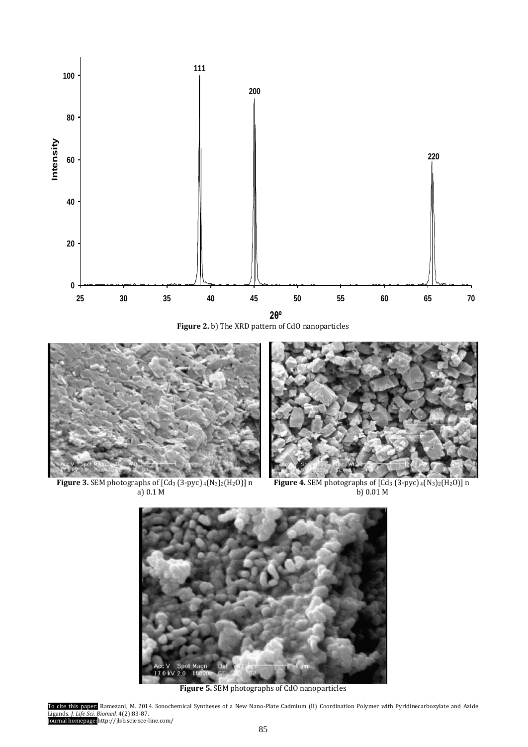**Figure 2.** b) The XRD pattern of CdO nanoparticles

**Figure 3.** SEM photographs of $[Cd_3(3\text{-pyc})_4(N_3)_2(H_2O)]_n$ a) 0.1 M

**Figure 4.** SEM photographs of $[Cd_3(3\text{-pyc})_4(N_3)_2(H_2O)]_n$ b) 0.01 M

**Figure 5.** SEM photographs of CdO nanoparticles

To cite this paper: Ramezani, M. 2014. Sonochemical Syntheses of a New Nano-Plate Cadmium (II) Coordination Polymer with Pyridinecarboxylate and Azide Ligands. *J. Life Sci. Biomed.* 4(2):83-87.
Journal homepage:http://jlsb.science-line.com/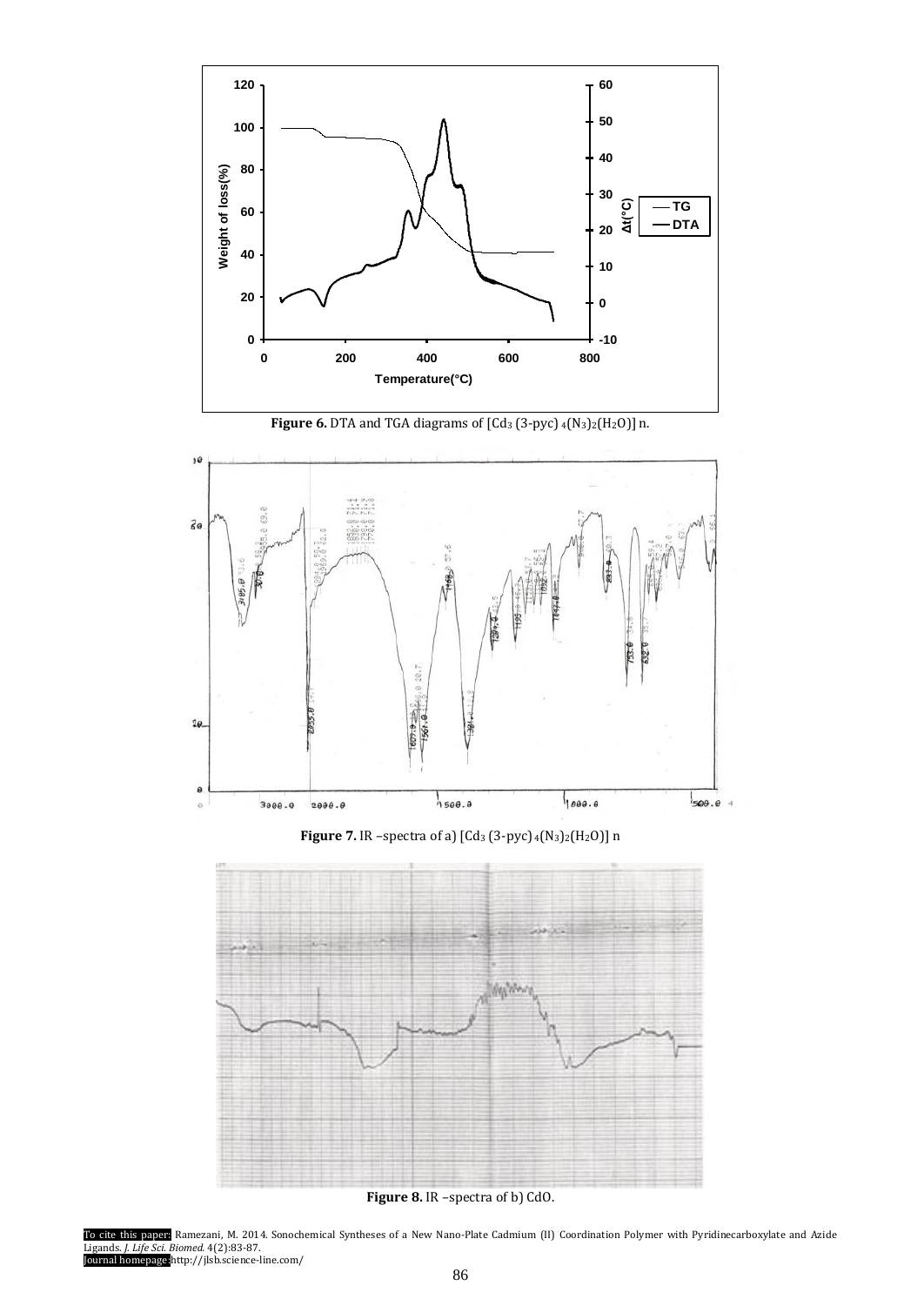**Figure 6.** DTA and TGA diagrams of $[Cd_3(3\text{-pyc})_4(N_3)_2(H_2O)]_n$.

**Figure 7.** IR –spectra of a) $[Cd_3(3\text{-pyc})_4(N_3)_2(H_2O)]_n$

**Figure 8.** IR –spectra of b) CdO.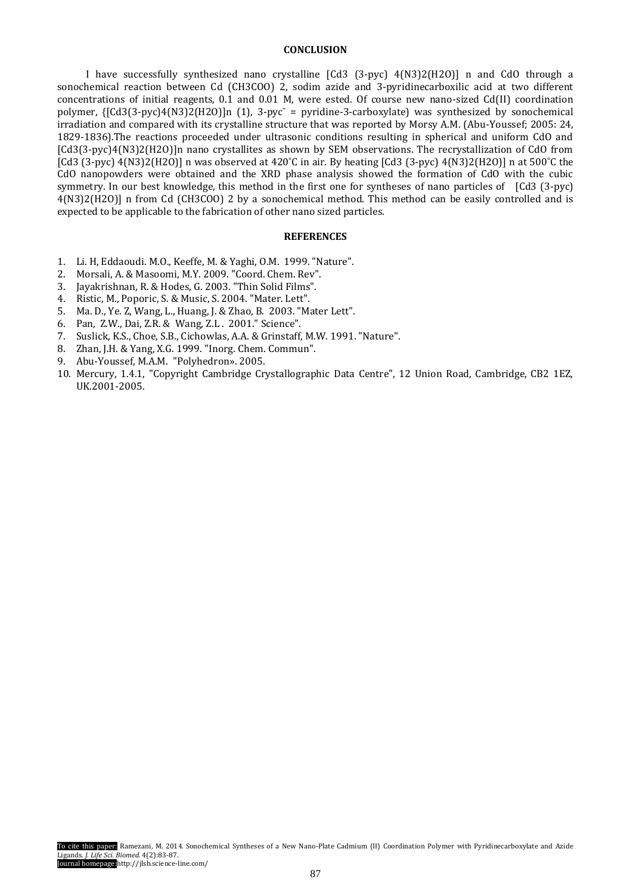## CONCLUSION

I have successfully synthesized nano crystalline [Cd3 (3-pyc) 4(N3)2(H2O)] n and CdO through a sonochemical reaction between Cd (CH3COO) 2, sodim azide and 3-pyridinecarboxilic acid at two different concentrations of initial reagents, 0.1 and 0.01 M, were ested. Of course new nano-sized Cd(II) coordination polymer, {[Cd3(3-pyc)4(N3)2(H2O)]n (1), 3-pyc$^-$ = pyridine-3-carboxylate) was synthesized by sonochemical irradiation and compared with its crystalline structure that was reported by Morsy A.M. (Abu-Youssef; 2005: 24, 1829-1836).The reactions proceeded under ultrasonic conditions resulting in spherical and uniform CdO and [Cd3(3-pyc)4(N3)2(H2O)]n nano crystallites as shown by SEM observations. The recrystallization of CdO from [Cd3 (3-pyc) 4(N3)2(H2O)] n was observed at 420˚C in air. By heating [Cd3 (3-pyc) 4(N3)2(H2O)] n at 500˚C the CdO nanopowders were obtained and the XRD phase analysis showed the formation of CdO with the cubic symmetry. In our best knowledge, this method in the first one for syntheses of nano particles of [Cd3 (3-pyc) 4(N3)2(H2O)] n from Cd (CH3COO) 2 by a sonochemical method. This method can be easily controlled and is expected to be applicable to the fabrication of other nano sized particles.

## REFERENCES

1. Li. H, Eddaoudi. M.O., Keeffe, M. & Yaghi, O.M. 1999. "Nature".
2. Morsali, A. & Masoomi, M.Y. 2009. "Coord. Chem. Rev".
3. Jayakrishnan, R. & Hodes, G. 2003. "Thin Solid Films".
4. Ristic, M., Poporic, S. & Music, S. 2004. "Mater. Lett".
5. Ma. D., Ye. Z, Wang, L., Huang, J. & Zhao, B. 2003. "Mater Lett".
6. Pan, Z.W., Dai, Z.R. & Wang, Z.L . 2001." Science".
7. Suslick, K.S., Choe, S.B., Cichowlas, A.A. & Grinstaff, M.W. 1991. "Nature".
8. Zhan, J.H. & Yang, X.G. 1999. "Inorg. Chem. Commun".
9. Abu-Youssef, M.A.M. "Polyhedron». 2005.
10. Mercury, 1.4.1, "Copyright Cambridge Crystallographic Data Centre", 12 Union Road, Cambridge, CB2 1EZ, UK.2001-2005.

To cite this paper: Ramezani, M. 2014. Sonochemical Syntheses of a New Nano-Plate Cadmium (II) Coordination Polymer with Pyridinecarboxylate and Azide Ligands. *J. Life Sci. Biomed.* 4(2):83-87.
Journal homepage:http://jlsb.science-line.com/